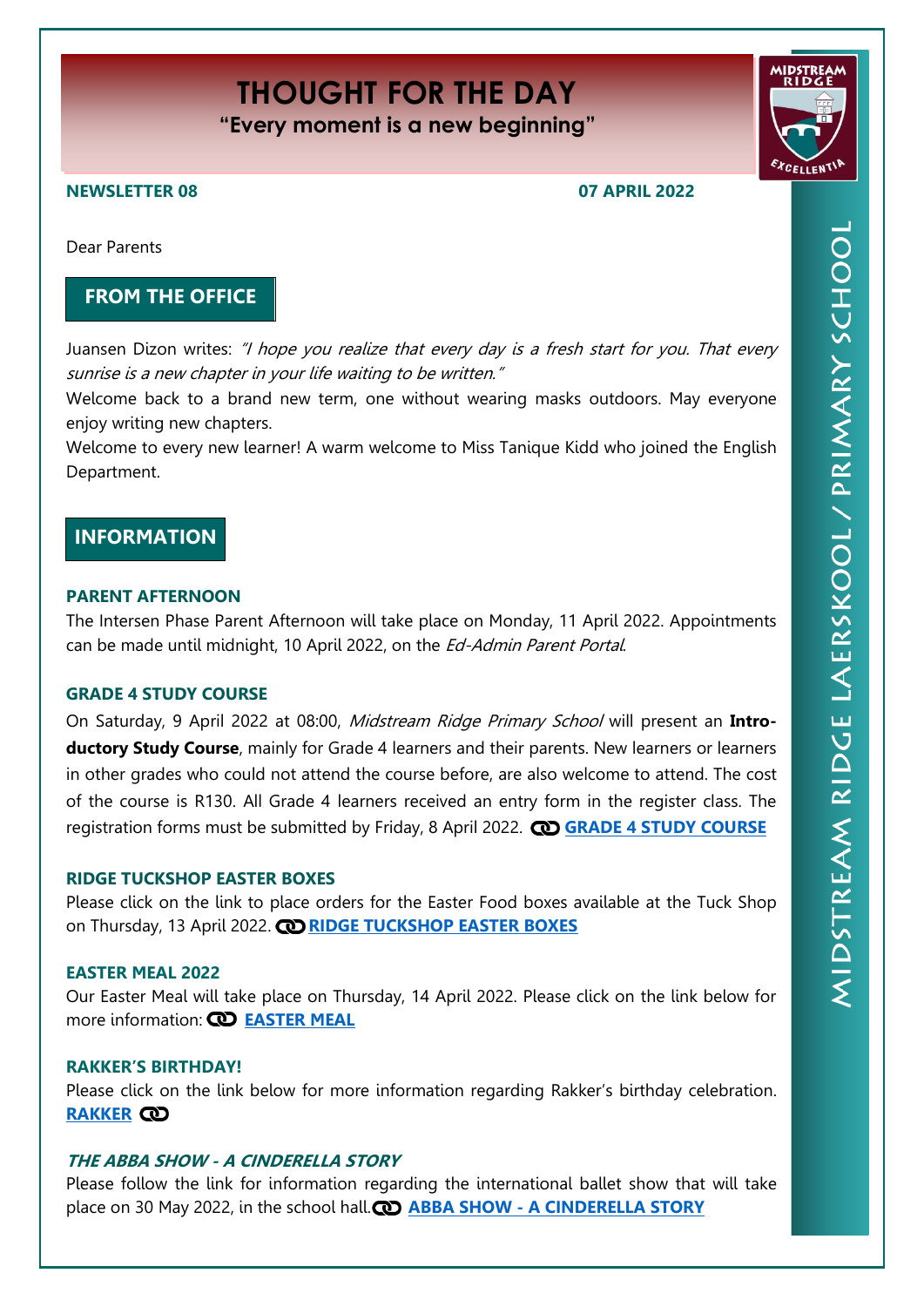# THOUGHT FOR THE DAY

**"Every moment is a new beginning"**

**NEWSLETTER 08** **07 APRIL 2022**

Dear Parents

## FROM THE OFFICE

Juansen Dizon writes: *"I hope you realize that every day is a fresh start for you. That every sunrise is a new chapter in your life waiting to be written."*

Welcome back to a brand new term, one without wearing masks outdoors. May everyone enjoy writing new chapters.

Welcome to every new learner! A warm welcome to Miss Tanique Kidd who joined the English Department.

## INFORMATION

### PARENT AFTERNOON

The Intersen Phase Parent Afternoon will take place on Monday, 11 April 2022. Appointments can be made until midnight, 10 April 2022, on the *Ed-Admin Parent Portal*.

### GRADE 4 STUDY COURSE

On Saturday, 9 April 2022 at 08:00, *Midstream Ridge Primary School* will present an **Introductory Study Course**, mainly for Grade 4 learners and their parents. New learners or learners in other grades who could not attend the course before, are also welcome to attend. The cost of the course is R130. All Grade 4 learners received an entry form in the register class. The registration forms must be submitted by Friday, 8 April 2022. **GRADE 4 STUDY COURSE**

### RIDGE TUCKSHOP EASTER BOXES

Please click on the link to place orders for the Easter Food boxes available at the Tuck Shop on Thursday, 13 April 2022. **RIDGE TUCKSHOP EASTER BOXES**

### EASTER MEAL 2022

Our Easter Meal will take place on Thursday, 14 April 2022. Please click on the link below for more information: **EASTER MEAL**

### RAKKER'S BIRTHDAY!

Please click on the link below for more information regarding Rakker's birthday celebration. **RAKKER**

### *THE ABBA SHOW - A CINDERELLA STORY*

Please follow the link for information regarding the international ballet show that will take place on 30 May 2022, in the school hall. **ABBA SHOW - A CINDERELLA STORY**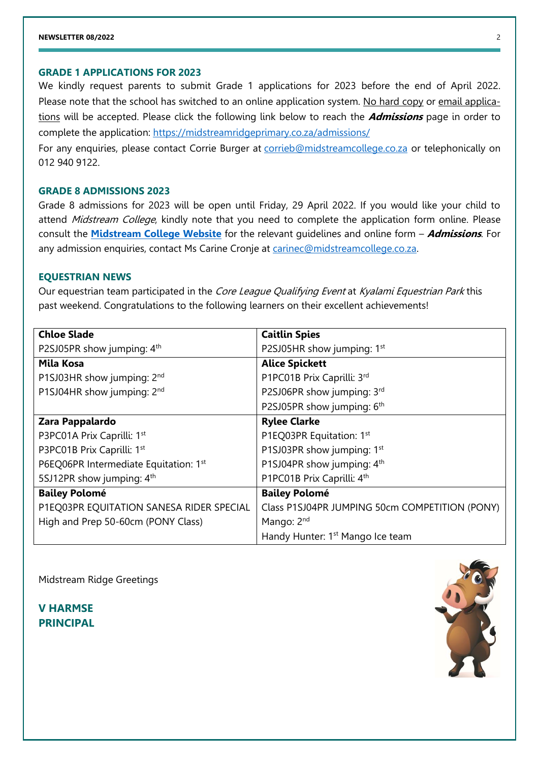## GRADE 1 APPLICATIONS FOR 2023

We kindly request parents to submit Grade 1 applications for 2023 before the end of April 2022. Please note that the school has switched to an online application system. No hard copy or email applications will be accepted. Please click the following link below to reach the ***Admissions*** page in order to complete the application: https://midstreamridgeprimary.co.za/admissions/

For any enquiries, please contact Corrie Burger at corrieb@midstreamcollege.co.za or telephonically on 012 940 9122.

## GRADE 8 ADMISSIONS 2023

Grade 8 admissions for 2023 will be open until Friday, 29 April 2022. If you would like your child to attend *Midstream College*, kindly note that you need to complete the application form online. Please consult the **Midstream College Website** for the relevant guidelines and online form – ***Admissions***. For any admission enquiries, contact Ms Carine Cronje at carinec@midstreamcollege.co.za.

## EQUESTRIAN NEWS

Our equestrian team participated in the *Core League Qualifying Event* at *Kyalami Equestrian Park* this past weekend. Congratulations to the following learners on their excellent achievements!

| | |
|---|---|
| **Chloe Slade** | **Caitlin Spies** |
| P2SJ05PR show jumping: 4th | P2SJ05HR show jumping: 1st |
| **Mila Kosa** | **Alice Spickett** |
| P1SJ03HR show jumping: 2nd | P1PC01B Prix Caprilli: 3rd |
| P1SJ04HR show jumping: 2nd | P2SJ06PR show jumping: 3rd |
| | P2SJ05PR show jumping: 6th |
| **Zara Pappalardo** | **Rylee Clarke** |
| P3PC01A Prix Caprilli: 1st | P1EQ03PR Equitation: 1st |
| P3PC01B Prix Caprilli: 1st | P1SJ03PR show jumping: 1st |
| P6EQ06PR Intermediate Equitation: 1st | P1SJ04PR show jumping: 4th |
| 5SJ12PR show jumping: 4th | P1PC01B Prix Caprilli: 4th |
| **Bailey Polomé** | **Bailey Polomé** |
| P1EQ03PR EQUITATION SANESA RIDER SPECIAL | Class P1SJ04PR JUMPING 50cm COMPETITION (PONY) |
| High and Prep 50-60cm (PONY Class) | Mango: 2nd |
| | Handy Hunter: 1st Mango Ice team |

Midstream Ridge Greetings

**V HARMSE**
**PRINCIPAL**